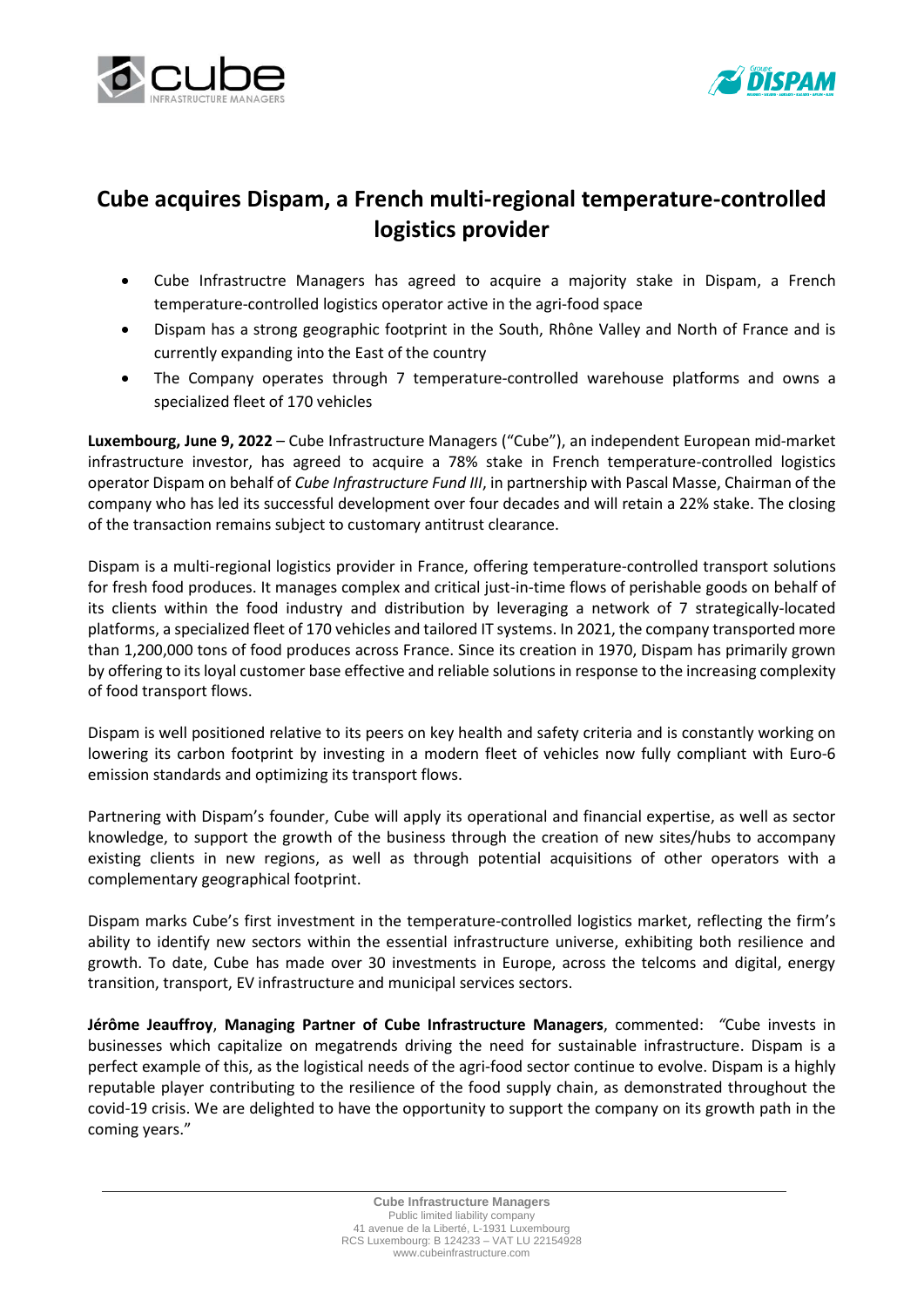# Cube acquires Dispam, a French multi-regional temperature-controlled logistics provider

- Cube Infrastructre Managers has agreed to acquire a majority stake in Dispam, a French temperature-controlled logistics operator active in the agri-food space
- Dispam has a strong geographic footprint in the South, Rhône Valley and North of France and is currently expanding into the East of the country
- The Company operates through 7 temperature-controlled warehouse platforms and owns a specialized fleet of 170 vehicles

**Luxembourg, June 9, 2022** – Cube Infrastructure Managers ("Cube"), an independent European mid-market infrastructure investor, has agreed to acquire a 78% stake in French temperature-controlled logistics operator Dispam on behalf of *Cube Infrastructure Fund III*, in partnership with Pascal Masse, Chairman of the company who has led its successful development over four decades and will retain a 22% stake. The closing of the transaction remains subject to customary antitrust clearance.

Dispam is a multi-regional logistics provider in France, offering temperature-controlled transport solutions for fresh food produces. It manages complex and critical just-in-time flows of perishable goods on behalf of its clients within the food industry and distribution by leveraging a network of 7 strategically-located platforms, a specialized fleet of 170 vehicles and tailored IT systems. In 2021, the company transported more than 1,200,000 tons of food produces across France. Since its creation in 1970, Dispam has primarily grown by offering to its loyal customer base effective and reliable solutions in response to the increasing complexity of food transport flows.

Dispam is well positioned relative to its peers on key health and safety criteria and is constantly working on lowering its carbon footprint by investing in a modern fleet of vehicles now fully compliant with Euro-6 emission standards and optimizing its transport flows.

Partnering with Dispam's founder, Cube will apply its operational and financial expertise, as well as sector knowledge, to support the growth of the business through the creation of new sites/hubs to accompany existing clients in new regions, as well as through potential acquisitions of other operators with a complementary geographical footprint.

Dispam marks Cube's first investment in the temperature-controlled logistics market, reflecting the firm's ability to identify new sectors within the essential infrastructure universe, exhibiting both resilience and growth. To date, Cube has made over 30 investments in Europe, across the telcoms and digital, energy transition, transport, EV infrastructure and municipal services sectors.

**Jérôme Jeauffroy**, **Managing Partner of Cube Infrastructure Managers**, commented: "Cube invests in businesses which capitalize on megatrends driving the need for sustainable infrastructure. Dispam is a perfect example of this, as the logistical needs of the agri-food sector continue to evolve. Dispam is a highly reputable player contributing to the resilience of the food supply chain, as demonstrated throughout the covid-19 crisis. We are delighted to have the opportunity to support the company on its growth path in the coming years."

**Cube Infrastructure Managers**
Public limited liability company
41 avenue de la Liberté, L-1931 Luxembourg
RCS Luxembourg: B 124233 – VAT LU 22154928
www.cubeinfrastructure.com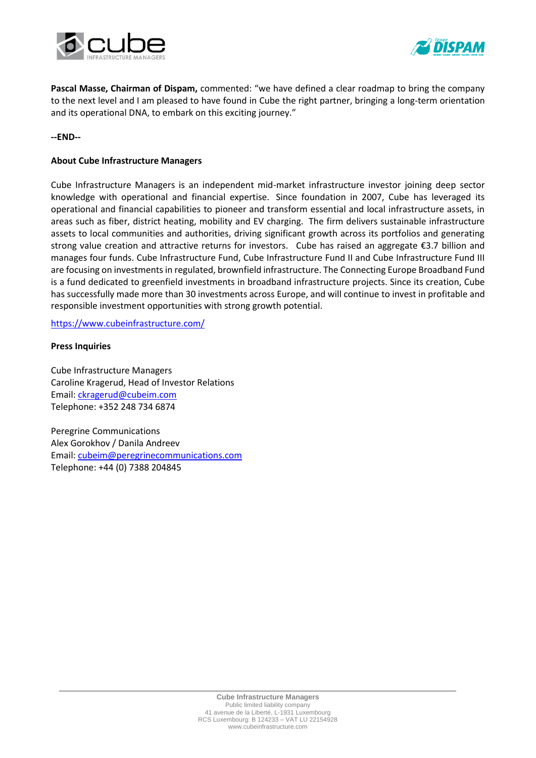**Pascal Masse, Chairman of Dispam,** commented: "we have defined a clear roadmap to bring the company to the next level and I am pleased to have found in Cube the right partner, bringing a long-term orientation and its operational DNA, to embark on this exciting journey."

**--END--**

**About Cube Infrastructure Managers**

Cube Infrastructure Managers is an independent mid-market infrastructure investor joining deep sector knowledge with operational and financial expertise. Since foundation in 2007, Cube has leveraged its operational and financial capabilities to pioneer and transform essential and local infrastructure assets, in areas such as fiber, district heating, mobility and EV charging. The firm delivers sustainable infrastructure assets to local communities and authorities, driving significant growth across its portfolios and generating strong value creation and attractive returns for investors. Cube has raised an aggregate €3.7 billion and manages four funds. Cube Infrastructure Fund, Cube Infrastructure Fund II and Cube Infrastructure Fund III are focusing on investments in regulated, brownfield infrastructure. The Connecting Europe Broadband Fund is a fund dedicated to greenfield investments in broadband infrastructure projects. Since its creation, Cube has successfully made more than 30 investments across Europe, and will continue to invest in profitable and responsible investment opportunities with strong growth potential.

https://www.cubeinfrastructure.com/

**Press Inquiries**

Cube Infrastructure Managers
Caroline Kragerud, Head of Investor Relations
Email: ckragerud@cubeim.com
Telephone: +352 248 734 6874

Peregrine Communications
Alex Gorokhov / Danila Andreev
Email: cubeim@peregrinecommunications.com
Telephone: +44 (0) 7388 204845

Cube Infrastructure Managers
Public limited liability company
41 avenue de la Liberté, L-1931 Luxembourg
RCS Luxembourg: B 124233 – VAT LU 22154928
www.cubeinfrastructure.com